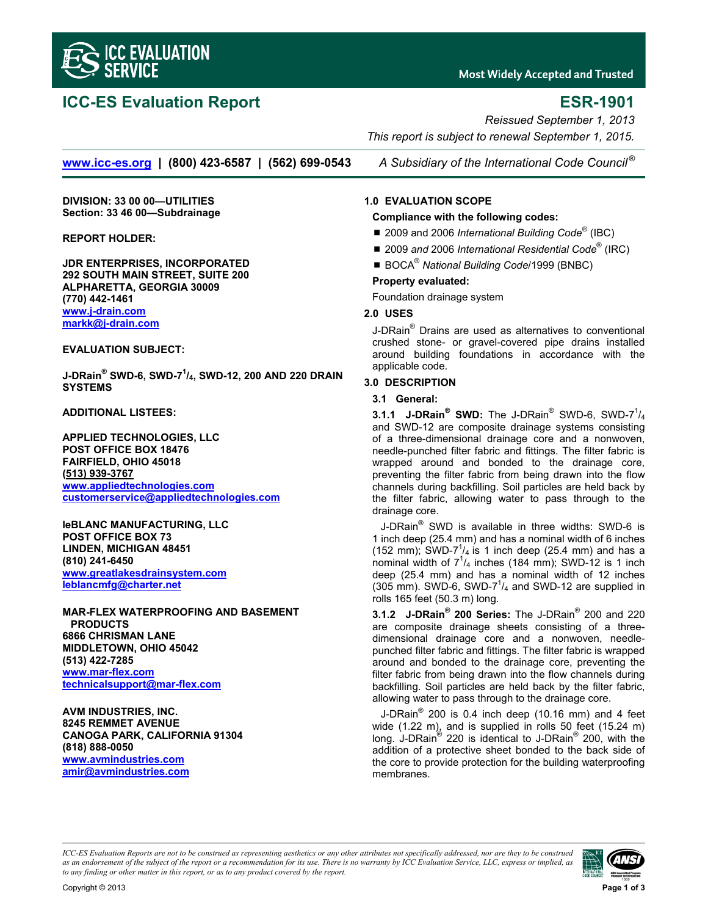# ICC-ES Evaluation Report

**ESR-1901**

*Reissued September 1, 2013*

*This report is subject to renewal September 1, 2015.*

www.icc-es.org | (800) 423-6587 | (562) 699-0543 *A Subsidiary of the International Code Council®*

**DIVISION: 33 00 00—UTILITIES**
**Section: 33 46 00—Subdrainage**

**REPORT HOLDER:**

**JDR ENTERPRISES, INCORPORATED**
**292 SOUTH MAIN STREET, SUITE 200**
**ALPHARETTA, GEORGIA 30009**
**(770) 442-1461**
**www.j-drain.com**
**markk@j-drain.com**

**EVALUATION SUBJECT:**

**J-DRain® SWD-6, SWD-7¼, SWD-12, 200 AND 220 DRAIN SYSTEMS**

**ADDITIONAL LISTEES:**

**APPLIED TECHNOLOGIES, LLC**
**POST OFFICE BOX 18476**
**FAIRFIELD, OHIO 45018**
**(513) 939-3767**
**www.appliedtechnologies.com**
**customerservice@appliedtechnologies.com**

**leBLANC MANUFACTURING, LLC**
**POST OFFICE BOX 73**
**LINDEN, MICHIGAN 48451**
**(810) 241-6450**
**www.greatlakesdrainsystem.com**
**leblancmfg@charter.net**

**MAR-FLEX WATERPROOFING AND BASEMENT PRODUCTS**
**6866 CHRISMAN LANE**
**MIDDLETOWN, OHIO 45042**
**(513) 422-7285**
**www.mar-flex.com**
**technicalsupport@mar-flex.com**

**AVM INDUSTRIES, INC.**
**8245 REMMET AVENUE**
**CANOGA PARK, CALIFORNIA 91304**
**(818) 888-0050**
**www.avmindustries.com**
**amir@avmindustries.com**

## 1.0 EVALUATION SCOPE

**Compliance with the following codes:**

- 2009 and 2006 *International Building Code®* (IBC)
- 2009 *and* 2006 *International Residential Code®* (IRC)
- BOCA® *National Building Code*/1999 (BNBC)

**Property evaluated:**

Foundation drainage system

## 2.0 USES

J-DRain® Drains are used as alternatives to conventional crushed stone- or gravel-covered pipe drains installed around building foundations in accordance with the applicable code.

## 3.0 DESCRIPTION

### 3.1 General:

**3.1.1 J-DRain® SWD:** The J-DRain® SWD-6, SWD-7¼ and SWD-12 are composite drainage systems consisting of a three-dimensional drainage core and a nonwoven, needle-punched filter fabric and fittings. The filter fabric is wrapped around and bonded to the drainage core, preventing the filter fabric from being drawn into the flow channels during backfilling. Soil particles are held back by the filter fabric, allowing water to pass through to the drainage core.

J-DRain® SWD is available in three widths: SWD-6 is 1 inch deep (25.4 mm) and has a nominal width of 6 inches (152 mm); SWD-7¼ is 1 inch deep (25.4 mm) and has a nominal width of 7¼ inches (184 mm); SWD-12 is 1 inch deep (25.4 mm) and has a nominal width of 12 inches (305 mm). SWD-6, SWD-7¼ and SWD-12 are supplied in rolls 165 feet (50.3 m) long.

**3.1.2 J-DRain® 200 Series:** The J-DRain® 200 and 220 are composite drainage sheets consisting of a three-dimensional drainage core and a nonwoven, needle-punched filter fabric and fittings. The filter fabric is wrapped around and bonded to the drainage core, preventing the filter fabric from being drawn into the flow channels during backfilling. Soil particles are held back by the filter fabric, allowing water to pass through to the drainage core.

J-DRain® 200 is 0.4 inch deep (10.16 mm) and 4 feet wide (1.22 m), and is supplied in rolls 50 feet (15.24 m) long. J-DRain® 220 is identical to J-DRain® 200, with the addition of a protective sheet bonded to the back side of the core to provide protection for the building waterproofing membranes.

*ICC-ES Evaluation Reports are not to be construed as representing aesthetics or any other attributes not specifically addressed, nor are they to be construed as an endorsement of the subject of the report or a recommendation for its use. There is no warranty by ICC Evaluation Service, LLC, express or implied, as to any finding or other matter in this report, or as to any product covered by the report.*

Copyright © 2013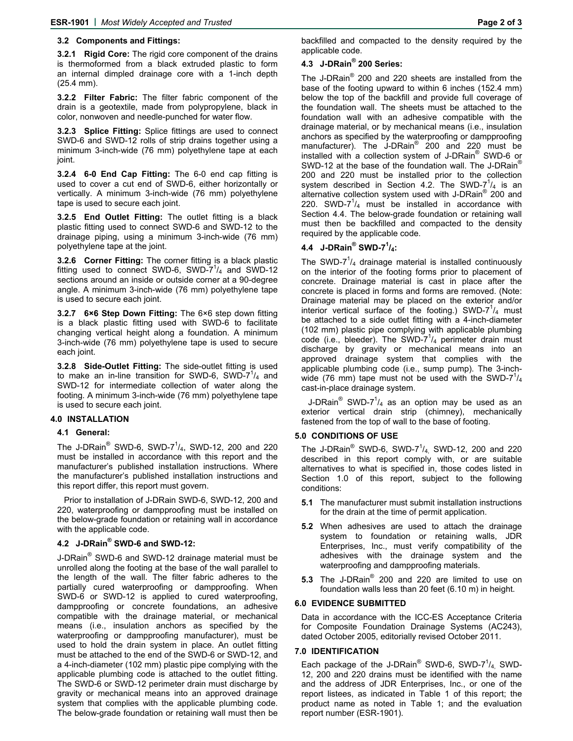### 3.2 Components and Fittings:

**3.2.1 Rigid Core:** The rigid core component of the drains is thermoformed from a black extruded plastic to form an internal dimpled drainage core with a 1-inch depth (25.4 mm).

**3.2.2 Filter Fabric:** The filter fabric component of the drain is a geotextile, made from polypropylene, black in color, nonwoven and needle-punched for water flow.

**3.2.3 Splice Fitting:** Splice fittings are used to connect SWD-6 and SWD-12 rolls of strip drains together using a minimum 3-inch-wide (76 mm) polyethylene tape at each joint.

**3.2.4 6-0 End Cap Fitting:** The 6-0 end cap fitting is used to cover a cut end of SWD-6, either horizontally or vertically. A minimum 3-inch-wide (76 mm) polyethylene tape is used to secure each joint.

**3.2.5 End Outlet Fitting:** The outlet fitting is a black plastic fitting used to connect SWD-6 and SWD-12 to the drainage piping, using a minimum 3-inch-wide (76 mm) polyethylene tape at the joint.

**3.2.6 Corner Fitting:** The corner fitting is a black plastic fitting used to connect SWD-6, SWD-7$^1/_4$ and SWD-12 sections around an inside or outside corner at a 90-degree angle. A minimum 3-inch-wide (76 mm) polyethylene tape is used to secure each joint.

**3.2.7 6×6 Step Down Fitting:** The 6×6 step down fitting is a black plastic fitting used with SWD-6 to facilitate changing vertical height along a foundation. A minimum 3-inch-wide (76 mm) polyethylene tape is used to secure each joint.

**3.2.8 Side-Outlet Fitting:** The side-outlet fitting is used to make an in-line transition for SWD-6, SWD-7$^1/_4$ and SWD-12 for intermediate collection of water along the footing. A minimum 3-inch-wide (76 mm) polyethylene tape is used to secure each joint.

## 4.0 INSTALLATION

### 4.1 General:

The J-DRain® SWD-6, SWD-7$^1/_4$, SWD-12, 200 and 220 must be installed in accordance with this report and the manufacturer's published installation instructions. Where the manufacturer's published installation instructions and this report differ, this report must govern.

Prior to installation of J-DRain SWD-6, SWD-12, 200 and 220, waterproofing or dampproofing must be installed on the below-grade foundation or retaining wall in accordance with the applicable code.

### 4.2 J-DRain® SWD-6 and SWD-12:

J-DRain® SWD-6 and SWD-12 drainage material must be unrolled along the footing at the base of the wall parallel to the length of the wall. The filter fabric adheres to the partially cured waterproofing or dampproofing. When SWD-6 or SWD-12 is applied to cured waterproofing, dampproofing or concrete foundations, an adhesive compatible with the drainage material, or mechanical means (i.e., insulation anchors as specified by the waterproofing or dampproofing manufacturer), must be used to hold the drain system in place. An outlet fitting must be attached to the end of the SWD-6 or SWD-12, and a 4-inch-diameter (102 mm) plastic pipe complying with the applicable plumbing code is attached to the outlet fitting. The SWD-6 or SWD-12 perimeter drain must discharge by gravity or mechanical means into an approved drainage system that complies with the applicable plumbing code. The below-grade foundation or retaining wall must then be backfilled and compacted to the density required by the applicable code.

### 4.3 J-DRain® 200 Series:

The J-DRain® 200 and 220 sheets are installed from the base of the footing upward to within 6 inches (152.4 mm) below the top of the backfill and provide full coverage of the foundation wall. The sheets must be attached to the foundation wall with an adhesive compatible with the drainage material, or by mechanical means (i.e., insulation anchors as specified by the waterproofing or dampproofing manufacturer). The J-DRain® 200 and 220 must be installed with a collection system of J-DRain® SWD-6 or SWD-12 at the base of the foundation wall. The J-DRain® 200 and 220 must be installed prior to the collection system described in Section 4.2. The SWD-7$^1/_4$ is an alternative collection system used with J-DRain® 200 and 220. SWD-7$^1/_4$ must be installed in accordance with Section 4.4. The below-grade foundation or retaining wall must then be backfilled and compacted to the density required by the applicable code.

### 4.4 J-DRain® SWD-7$^1/_4$:

The SWD-7$^1/_4$ drainage material is installed continuously on the interior of the footing forms prior to placement of concrete. Drainage material is cast in place after the concrete is placed in forms and forms are removed. (Note: Drainage material may be placed on the exterior and/or interior vertical surface of the footing.) SWD-7$^1/_4$ must be attached to a side outlet fitting with a 4-inch-diameter (102 mm) plastic pipe complying with applicable plumbing code (i.e., bleeder). The SWD-7$^1/_4$ perimeter drain must discharge by gravity or mechanical means into an approved drainage system that complies with the applicable plumbing code (i.e., sump pump). The 3-inch-wide (76 mm) tape must not be used with the SWD-7$^1/_4$ cast-in-place drainage system.

J-DRain® SWD-7$^1/_4$ as an option may be used as an exterior vertical drain strip (chimney), mechanically fastened from the top of wall to the base of footing.

## 5.0 CONDITIONS OF USE

The J-DRain® SWD-6, SWD-7$^1/_4$, SWD-12, 200 and 220 described in this report comply with, or are suitable alternatives to what is specified in, those codes listed in Section 1.0 of this report, subject to the following conditions:

**5.1** The manufacturer must submit installation instructions for the drain at the time of permit application.

**5.2** When adhesives are used to attach the drainage system to foundation or retaining walls, JDR Enterprises, Inc., must verify compatibility of the adhesives with the drainage system and the waterproofing and dampproofing materials.

**5.3** The J-DRain® 200 and 220 are limited to use on foundation walls less than 20 feet (6.10 m) in height.

## 6.0 EVIDENCE SUBMITTED

Data in accordance with the ICC-ES Acceptance Criteria for Composite Foundation Drainage Systems (AC243), dated October 2005, editorially revised October 2011.

## 7.0 IDENTIFICATION

Each package of the J-DRain® SWD-6, SWD-7$^1/_4$, SWD-12, 200 and 220 drains must be identified with the name and the address of JDR Enterprises, Inc., or one of the report listees, as indicated in Table 1 of this report; the product name as noted in Table 1; and the evaluation report number (ESR-1901).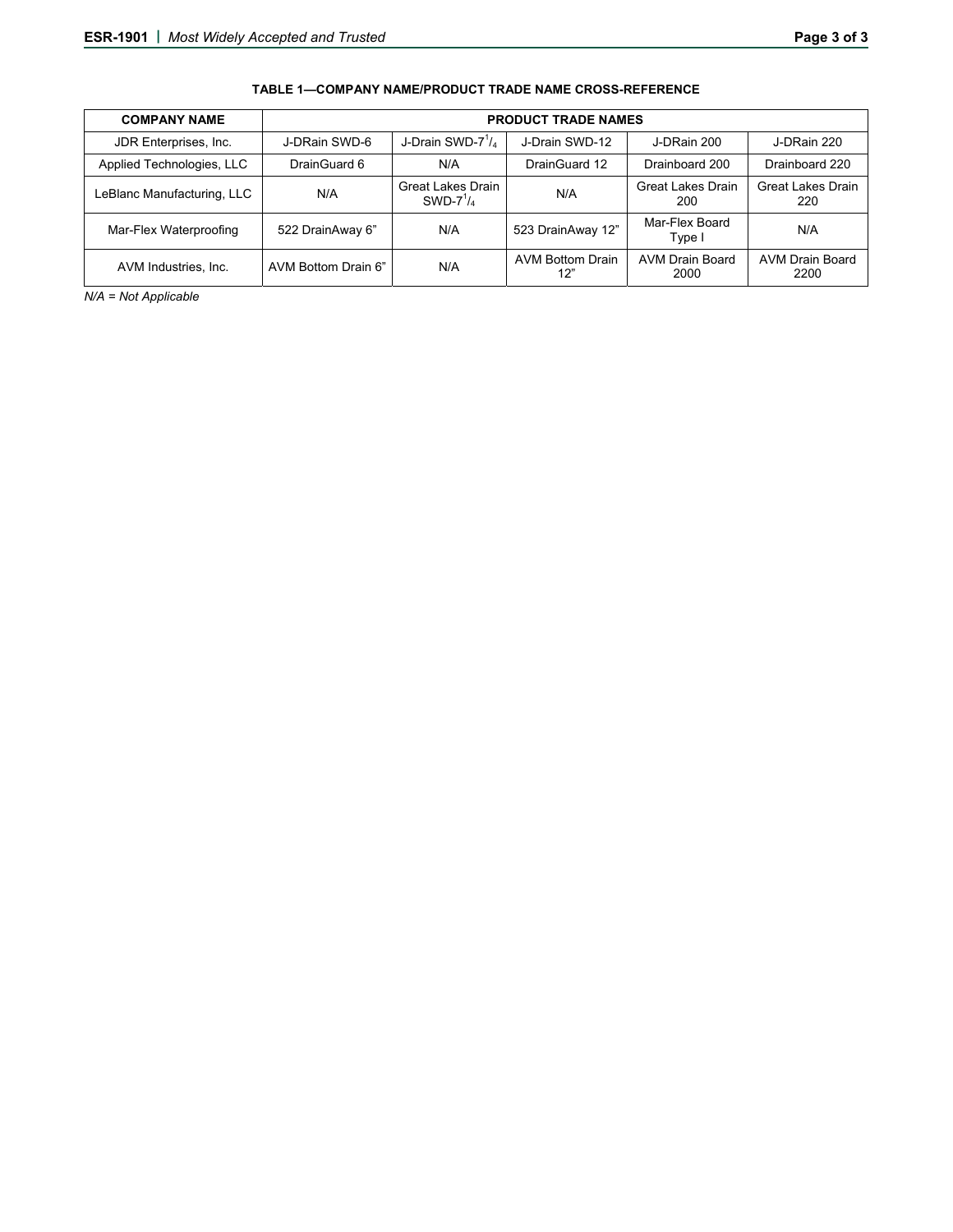**TABLE 1—COMPANY NAME/PRODUCT TRADE NAME CROSS-REFERENCE**

| COMPANY NAME | PRODUCT TRADE NAMES | | | | |
|---|---|---|---|---|---|
| JDR Enterprises, Inc. | J-DRain SWD-6 | J-Drain SWD-$7^1/_4$ | J-Drain SWD-12 | J-DRain 200 | J-DRain 220 |
| Applied Technologies, LLC | DrainGuard 6 | N/A | DrainGuard 12 | Drainboard 200 | Drainboard 220 |
| LeBlanc Manufacturing, LLC | N/A | Great Lakes Drain SWD-$7^1/_4$ | N/A | Great Lakes Drain 200 | Great Lakes Drain 220 |
| Mar-Flex Waterproofing | 522 DrainAway 6" | N/A | 523 DrainAway 12" | Mar-Flex Board Type I | N/A |
| AVM Industries, Inc. | AVM Bottom Drain 6" | N/A | AVM Bottom Drain 12" | AVM Drain Board 2000 | AVM Drain Board 2200 |

*N/A = Not Applicable*